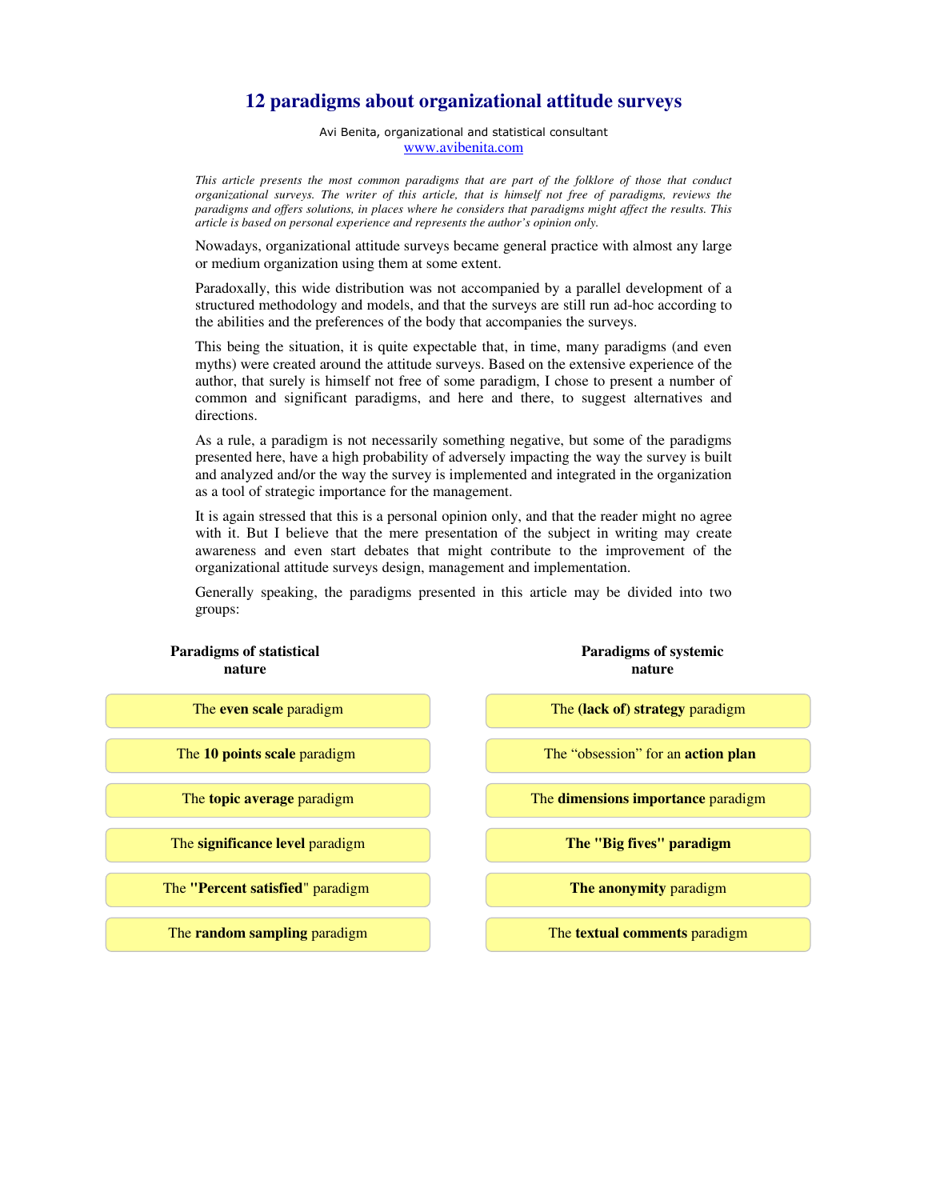# 12 paradigms about organizational attitude surveys

Avi Benita, organizational and statistical consultant
www.avibenita.com

*This article presents the most common paradigms that are part of the folklore of those that conduct organizational surveys. The writer of this article, that is himself not free of paradigms, reviews the paradigms and offers solutions, in places where he considers that paradigms might affect the results. This article is based on personal experience and represents the author's opinion only.*

Nowadays, organizational attitude surveys became general practice with almost any large or medium organization using them at some extent.

Paradoxally, this wide distribution was not accompanied by a parallel development of a structured methodology and models, and that the surveys are still run ad-hoc according to the abilities and the preferences of the body that accompanies the surveys.

This being the situation, it is quite expectable that, in time, many paradigms (and even myths) were created around the attitude surveys. Based on the extensive experience of the author, that surely is himself not free of some paradigm, I chose to present a number of common and significant paradigms, and here and there, to suggest alternatives and directions.

As a rule, a paradigm is not necessarily something negative, but some of the paradigms presented here, have a high probability of adversely impacting the way the survey is built and analyzed and/or the way the survey is implemented and integrated in the organization as a tool of strategic importance for the management.

It is again stressed that this is a personal opinion only, and that the reader might no agree with it. But I believe that the mere presentation of the subject in writing may create awareness and even start debates that might contribute to the improvement of the organizational attitude surveys design, management and implementation.

Generally speaking, the paradigms presented in this article may be divided into two groups:

| **Paradigms of statistical nature** | **Paradigms of systemic nature** |
|---|---|
| The **even scale** paradigm | The **(lack of) strategy** paradigm |
| The **10 points scale** paradigm | The "obsession" for an **action plan** |
| The **topic average** paradigm | The **dimensions importance** paradigm |
| The **significance level** paradigm | **The "Big fives" paradigm** |
| The **"Percent satisfied"** paradigm | **The anonymity** paradigm |
| The **random sampling** paradigm | The **textual comments** paradigm |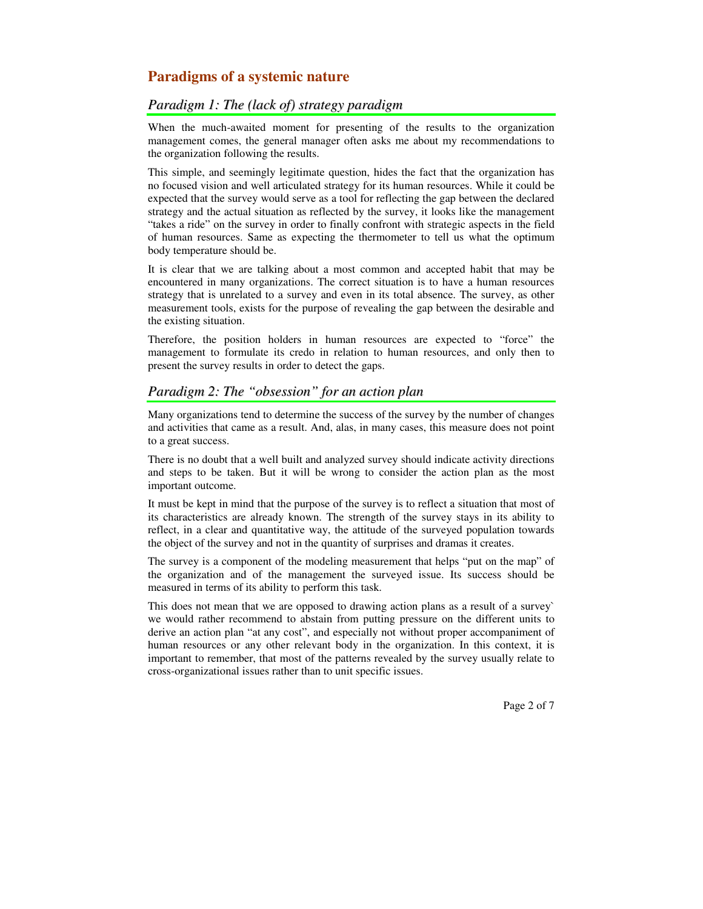## Paradigms of a systemic nature

### *Paradigm 1: The (lack of) strategy paradigm*

When the much-awaited moment for presenting of the results to the organization management comes, the general manager often asks me about my recommendations to the organization following the results.

This simple, and seemingly legitimate question, hides the fact that the organization has no focused vision and well articulated strategy for its human resources. While it could be expected that the survey would serve as a tool for reflecting the gap between the declared strategy and the actual situation as reflected by the survey, it looks like the management "takes a ride" on the survey in order to finally confront with strategic aspects in the field of human resources. Same as expecting the thermometer to tell us what the optimum body temperature should be.

It is clear that we are talking about a most common and accepted habit that may be encountered in many organizations. The correct situation is to have a human resources strategy that is unrelated to a survey and even in its total absence. The survey, as other measurement tools, exists for the purpose of revealing the gap between the desirable and the existing situation.

Therefore, the position holders in human resources are expected to "force" the management to formulate its credo in relation to human resources, and only then to present the survey results in order to detect the gaps.

### *Paradigm 2: The "obsession" for an action plan*

Many organizations tend to determine the success of the survey by the number of changes and activities that came as a result. And, alas, in many cases, this measure does not point to a great success.

There is no doubt that a well built and analyzed survey should indicate activity directions and steps to be taken. But it will be wrong to consider the action plan as the most important outcome.

It must be kept in mind that the purpose of the survey is to reflect a situation that most of its characteristics are already known. The strength of the survey stays in its ability to reflect, in a clear and quantitative way, the attitude of the surveyed population towards the object of the survey and not in the quantity of surprises and dramas it creates.

The survey is a component of the modeling measurement that helps "put on the map" of the organization and of the management the surveyed issue. Its success should be measured in terms of its ability to perform this task.

This does not mean that we are opposed to drawing action plans as a result of a survey` we would rather recommend to abstain from putting pressure on the different units to derive an action plan "at any cost", and especially not without proper accompaniment of human resources or any other relevant body in the organization. In this context, it is important to remember, that most of the patterns revealed by the survey usually relate to cross-organizational issues rather than to unit specific issues.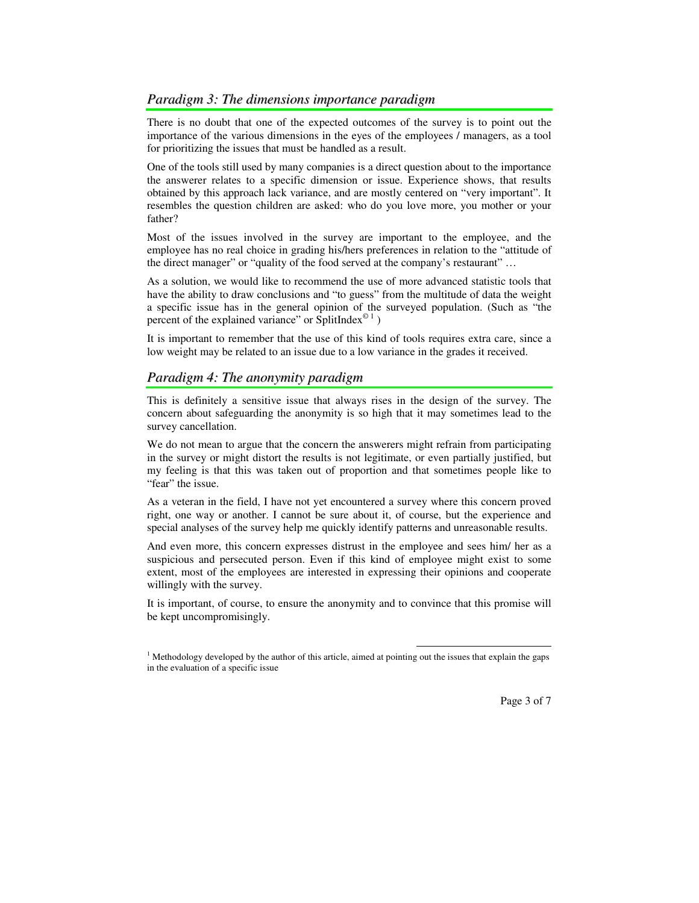## *Paradigm 3: The dimensions importance paradigm*

There is no doubt that one of the expected outcomes of the survey is to point out the importance of the various dimensions in the eyes of the employees / managers, as a tool for prioritizing the issues that must be handled as a result.

One of the tools still used by many companies is a direct question about to the importance the answerer relates to a specific dimension or issue. Experience shows, that results obtained by this approach lack variance, and are mostly centered on "very important". It resembles the question children are asked: who do you love more, you mother or your father?

Most of the issues involved in the survey are important to the employee, and the employee has no real choice in grading his/hers preferences in relation to the "attitude of the direct manager" or "quality of the food served at the company's restaurant" …

As a solution, we would like to recommend the use of more advanced statistic tools that have the ability to draw conclusions and "to guess" from the multitude of data the weight a specific issue has in the general opinion of the surveyed population. (Such as "the percent of the explained variance" or SplitIndex©[1] )

It is important to remember that the use of this kind of tools requires extra care, since a low weight may be related to an issue due to a low variance in the grades it received.

## *Paradigm 4: The anonymity paradigm*

This is definitely a sensitive issue that always rises in the design of the survey. The concern about safeguarding the anonymity is so high that it may sometimes lead to the survey cancellation.

We do not mean to argue that the concern the answerers might refrain from participating in the survey or might distort the results is not legitimate, or even partially justified, but my feeling is that this was taken out of proportion and that sometimes people like to "fear" the issue.

As a veteran in the field, I have not yet encountered a survey where this concern proved right, one way or another. I cannot be sure about it, of course, but the experience and special analyses of the survey help me quickly identify patterns and unreasonable results.

And even more, this concern expresses distrust in the employee and sees him/ her as a suspicious and persecuted person. Even if this kind of employee might exist to some extent, most of the employees are interested in expressing their opinions and cooperate willingly with the survey.

It is important, of course, to ensure the anonymity and to convince that this promise will be kept uncompromisingly.

---

[1] Methodology developed by the author of this article, aimed at pointing out the issues that explain the gaps in the evaluation of a specific issue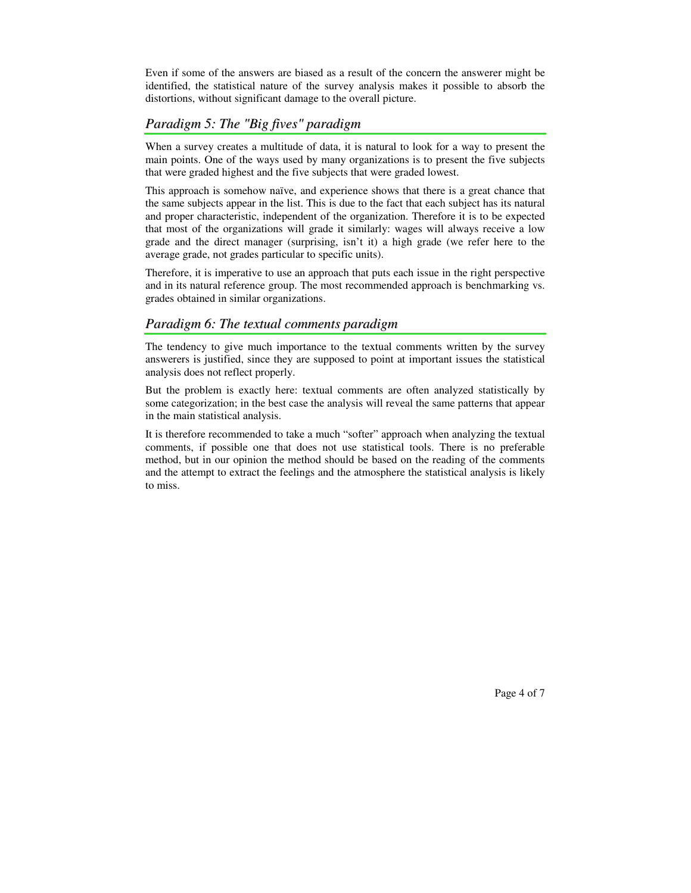Even if some of the answers are biased as a result of the concern the answerer might be identified, the statistical nature of the survey analysis makes it possible to absorb the distortions, without significant damage to the overall picture.

## *Paradigm 5: The "Big fives" paradigm*

When a survey creates a multitude of data, it is natural to look for a way to present the main points. One of the ways used by many organizations is to present the five subjects that were graded highest and the five subjects that were graded lowest.

This approach is somehow naïve, and experience shows that there is a great chance that the same subjects appear in the list. This is due to the fact that each subject has its natural and proper characteristic, independent of the organization. Therefore it is to be expected that most of the organizations will grade it similarly: wages will always receive a low grade and the direct manager (surprising, isn't it) a high grade (we refer here to the average grade, not grades particular to specific units).

Therefore, it is imperative to use an approach that puts each issue in the right perspective and in its natural reference group. The most recommended approach is benchmarking vs. grades obtained in similar organizations.

## *Paradigm 6: The textual comments paradigm*

The tendency to give much importance to the textual comments written by the survey answerers is justified, since they are supposed to point at important issues the statistical analysis does not reflect properly.

But the problem is exactly here: textual comments are often analyzed statistically by some categorization; in the best case the analysis will reveal the same patterns that appear in the main statistical analysis.

It is therefore recommended to take a much "softer" approach when analyzing the textual comments, if possible one that does not use statistical tools. There is no preferable method, but in our opinion the method should be based on the reading of the comments and the attempt to extract the feelings and the atmosphere the statistical analysis is likely to miss.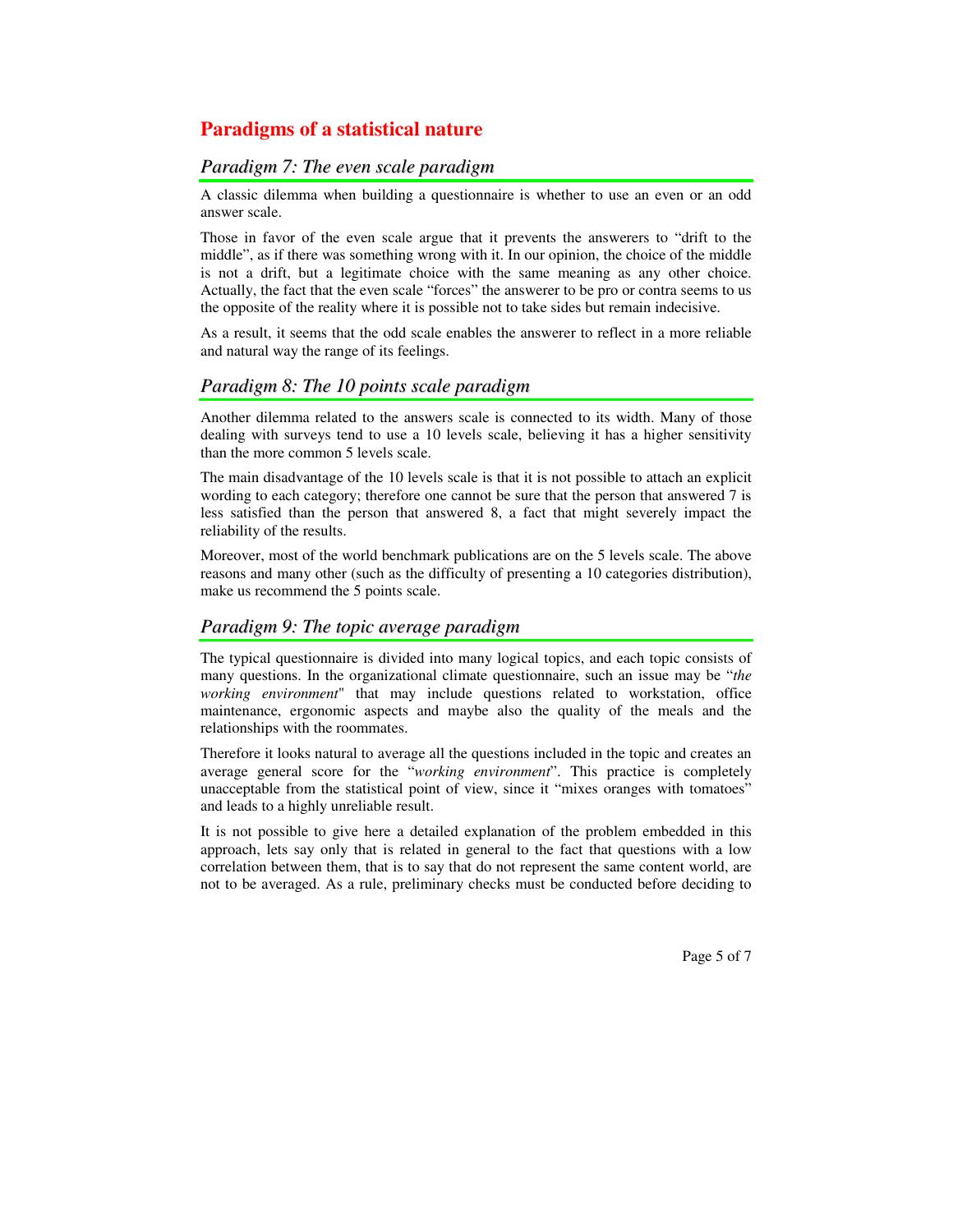## Paradigms of a statistical nature

### *Paradigm 7: The even scale paradigm*

A classic dilemma when building a questionnaire is whether to use an even or an odd answer scale.

Those in favor of the even scale argue that it prevents the answerers to "drift to the middle", as if there was something wrong with it. In our opinion, the choice of the middle is not a drift, but a legitimate choice with the same meaning as any other choice. Actually, the fact that the even scale "forces" the answerer to be pro or contra seems to us the opposite of the reality where it is possible not to take sides but remain indecisive.

As a result, it seems that the odd scale enables the answerer to reflect in a more reliable and natural way the range of its feelings.

### *Paradigm 8: The 10 points scale paradigm*

Another dilemma related to the answers scale is connected to its width. Many of those dealing with surveys tend to use a 10 levels scale, believing it has a higher sensitivity than the more common 5 levels scale.

The main disadvantage of the 10 levels scale is that it is not possible to attach an explicit wording to each category; therefore one cannot be sure that the person that answered 7 is less satisfied than the person that answered 8, a fact that might severely impact the reliability of the results.

Moreover, most of the world benchmark publications are on the 5 levels scale. The above reasons and many other (such as the difficulty of presenting a 10 categories distribution), make us recommend the 5 points scale.

### *Paradigm 9: The topic average paradigm*

The typical questionnaire is divided into many logical topics, and each topic consists of many questions. In the organizational climate questionnaire, such an issue may be "*the working environment*" that may include questions related to workstation, office maintenance, ergonomic aspects and maybe also the quality of the meals and the relationships with the roommates.

Therefore it looks natural to average all the questions included in the topic and creates an average general score for the "*working environment*". This practice is completely unacceptable from the statistical point of view, since it "mixes oranges with tomatoes" and leads to a highly unreliable result.

It is not possible to give here a detailed explanation of the problem embedded in this approach, lets say only that is related in general to the fact that questions with a low correlation between them, that is to say that do not represent the same content world, are not to be averaged. As a rule, preliminary checks must be conducted before deciding to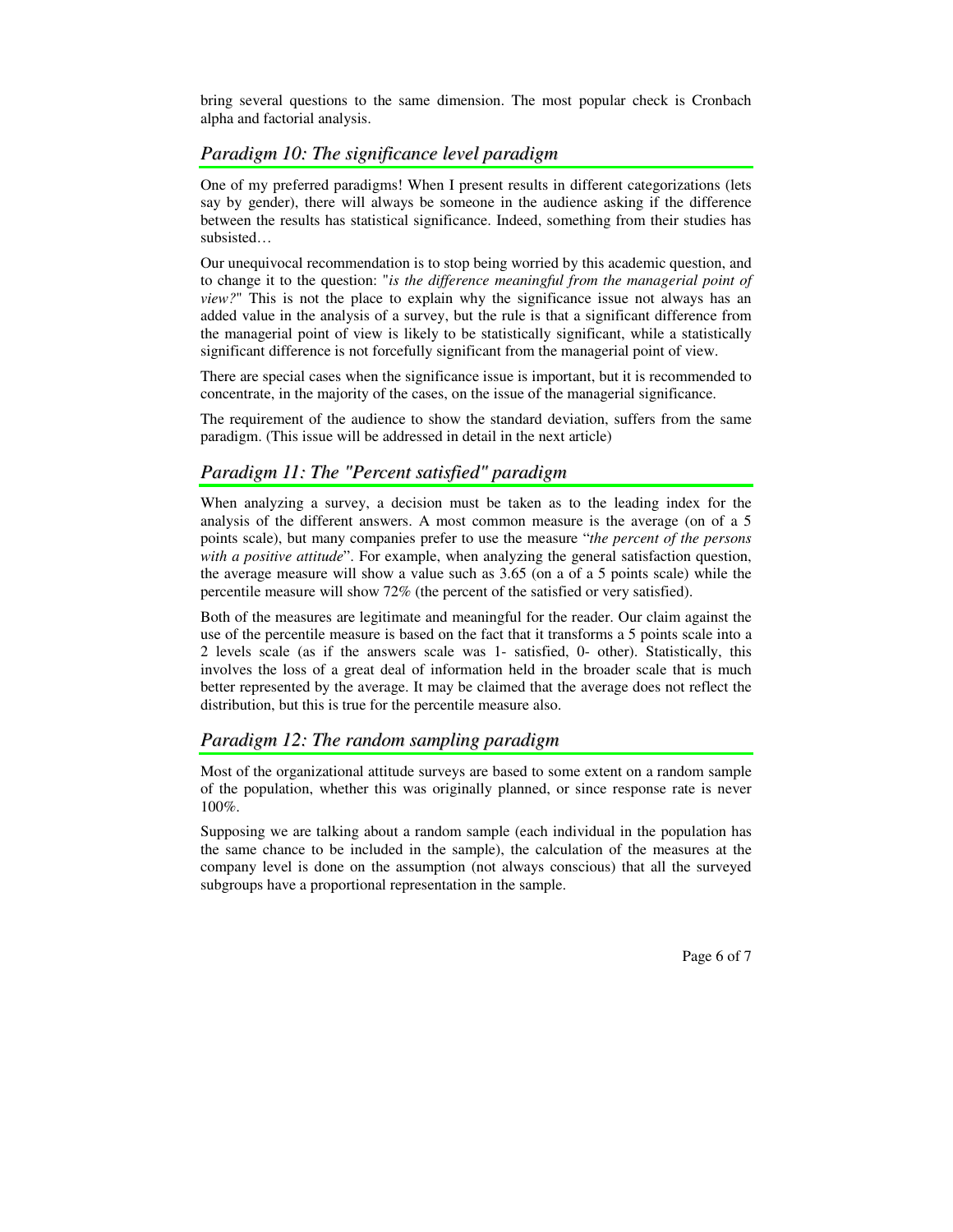bring several questions to the same dimension. The most popular check is Cronbach alpha and factorial analysis.

## *Paradigm 10: The significance level paradigm*

One of my preferred paradigms! When I present results in different categorizations (lets say by gender), there will always be someone in the audience asking if the difference between the results has statistical significance. Indeed, something from their studies has subsisted…

Our unequivocal recommendation is to stop being worried by this academic question, and to change it to the question: "*is the difference meaningful from the managerial point of view?*" This is not the place to explain why the significance issue not always has an added value in the analysis of a survey, but the rule is that a significant difference from the managerial point of view is likely to be statistically significant, while a statistically significant difference is not forcefully significant from the managerial point of view.

There are special cases when the significance issue is important, but it is recommended to concentrate, in the majority of the cases, on the issue of the managerial significance.

The requirement of the audience to show the standard deviation, suffers from the same paradigm. (This issue will be addressed in detail in the next article)

## *Paradigm 11: The "Percent satisfied" paradigm*

When analyzing a survey, a decision must be taken as to the leading index for the analysis of the different answers. A most common measure is the average (on of a 5 points scale), but many companies prefer to use the measure "*the percent of the persons with a positive attitude*". For example, when analyzing the general satisfaction question, the average measure will show a value such as 3.65 (on a of a 5 points scale) while the percentile measure will show 72% (the percent of the satisfied or very satisfied).

Both of the measures are legitimate and meaningful for the reader. Our claim against the use of the percentile measure is based on the fact that it transforms a 5 points scale into a 2 levels scale (as if the answers scale was 1- satisfied, 0- other). Statistically, this involves the loss of a great deal of information held in the broader scale that is much better represented by the average. It may be claimed that the average does not reflect the distribution, but this is true for the percentile measure also.

## *Paradigm 12: The random sampling paradigm*

Most of the organizational attitude surveys are based to some extent on a random sample of the population, whether this was originally planned, or since response rate is never 100%.

Supposing we are talking about a random sample (each individual in the population has the same chance to be included in the sample), the calculation of the measures at the company level is done on the assumption (not always conscious) that all the surveyed subgroups have a proportional representation in the sample.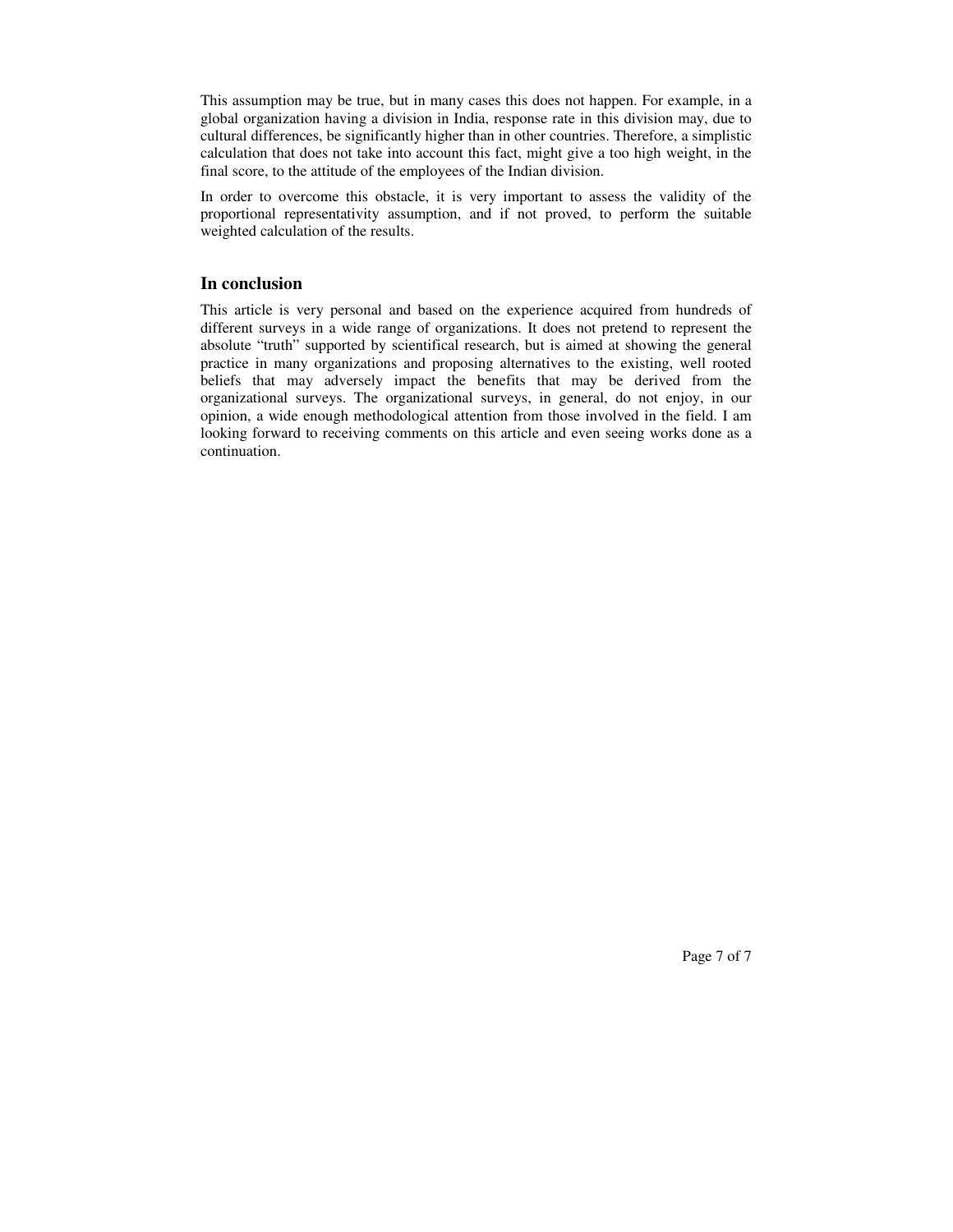This assumption may be true, but in many cases this does not happen. For example, in a global organization having a division in India, response rate in this division may, due to cultural differences, be significantly higher than in other countries. Therefore, a simplistic calculation that does not take into account this fact, might give a too high weight, in the final score, to the attitude of the employees of the Indian division.

In order to overcome this obstacle, it is very important to assess the validity of the proportional representativity assumption, and if not proved, to perform the suitable weighted calculation of the results.

## In conclusion

This article is very personal and based on the experience acquired from hundreds of different surveys in a wide range of organizations. It does not pretend to represent the absolute "truth" supported by scientifical research, but is aimed at showing the general practice in many organizations and proposing alternatives to the existing, well rooted beliefs that may adversely impact the benefits that may be derived from the organizational surveys. The organizational surveys, in general, do not enjoy, in our opinion, a wide enough methodological attention from those involved in the field. I am looking forward to receiving comments on this article and even seeing works done as a continuation.